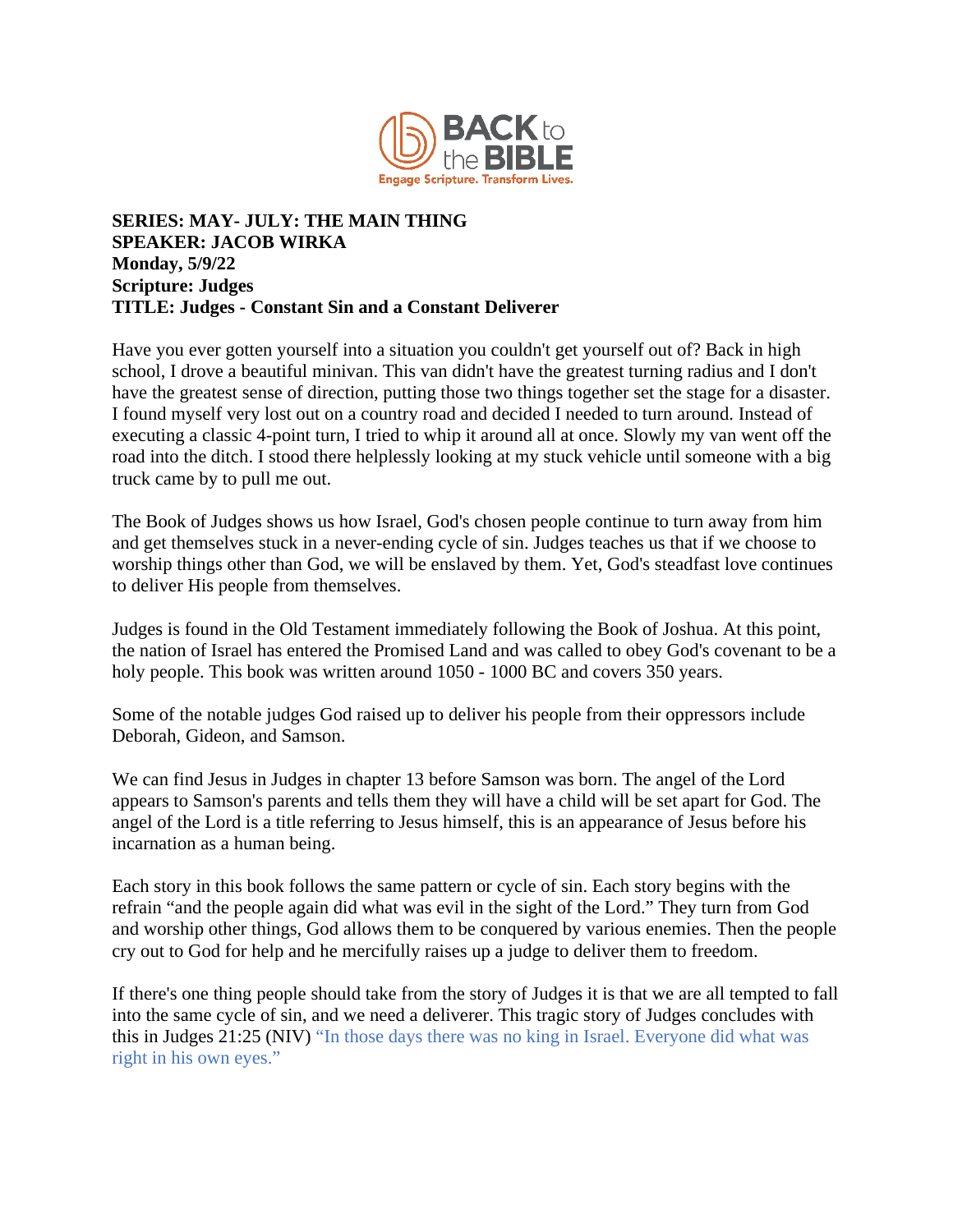**SERIES: MAY- JULY: THE MAIN THING**
**SPEAKER: JACOB WIRKA**
**Monday, 5/9/22**
**Scripture: Judges**
**TITLE: Judges - Constant Sin and a Constant Deliverer**

Have you ever gotten yourself into a situation you couldn't get yourself out of? Back in high school, I drove a beautiful minivan. This van didn't have the greatest turning radius and I don't have the greatest sense of direction, putting those two things together set the stage for a disaster. I found myself very lost out on a country road and decided I needed to turn around. Instead of executing a classic 4-point turn, I tried to whip it around all at once. Slowly my van went off the road into the ditch. I stood there helplessly looking at my stuck vehicle until someone with a big truck came by to pull me out.

The Book of Judges shows us how Israel, God's chosen people continue to turn away from him and get themselves stuck in a never-ending cycle of sin. Judges teaches us that if we choose to worship things other than God, we will be enslaved by them. Yet, God's steadfast love continues to deliver His people from themselves.

Judges is found in the Old Testament immediately following the Book of Joshua. At this point, the nation of Israel has entered the Promised Land and was called to obey God's covenant to be a holy people. This book was written around 1050 - 1000 BC and covers 350 years.

Some of the notable judges God raised up to deliver his people from their oppressors include Deborah, Gideon, and Samson.

We can find Jesus in Judges in chapter 13 before Samson was born. The angel of the Lord appears to Samson's parents and tells them they will have a child will be set apart for God. The angel of the Lord is a title referring to Jesus himself, this is an appearance of Jesus before his incarnation as a human being.

Each story in this book follows the same pattern or cycle of sin. Each story begins with the refrain "and the people again did what was evil in the sight of the Lord." They turn from God and worship other things, God allows them to be conquered by various enemies. Then the people cry out to God for help and he mercifully raises up a judge to deliver them to freedom.

If there's one thing people should take from the story of Judges it is that we are all tempted to fall into the same cycle of sin, and we need a deliverer. This tragic story of Judges concludes with this in Judges 21:25 (NIV) "In those days there was no king in Israel. Everyone did what was right in his own eyes."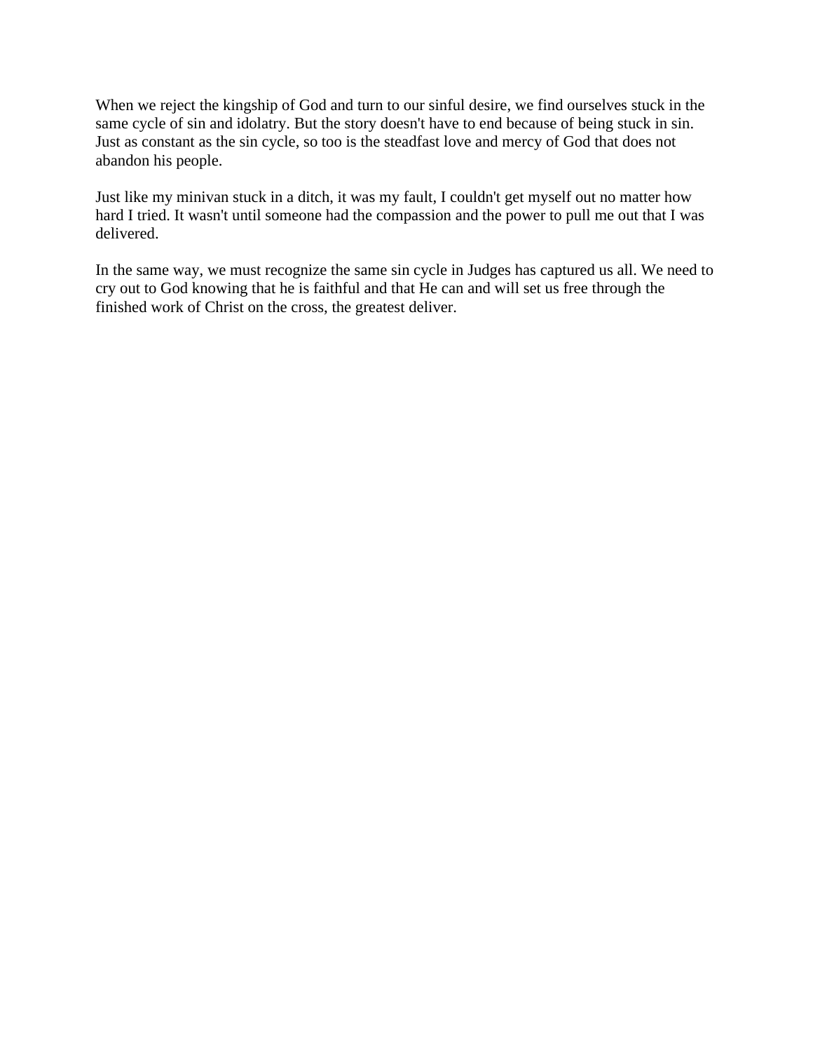When we reject the kingship of God and turn to our sinful desire, we find ourselves stuck in the same cycle of sin and idolatry. But the story doesn't have to end because of being stuck in sin. Just as constant as the sin cycle, so too is the steadfast love and mercy of God that does not abandon his people.

Just like my minivan stuck in a ditch, it was my fault, I couldn't get myself out no matter how hard I tried. It wasn't until someone had the compassion and the power to pull me out that I was delivered.

In the same way, we must recognize the same sin cycle in Judges has captured us all. We need to cry out to God knowing that he is faithful and that He can and will set us free through the finished work of Christ on the cross, the greatest deliver.